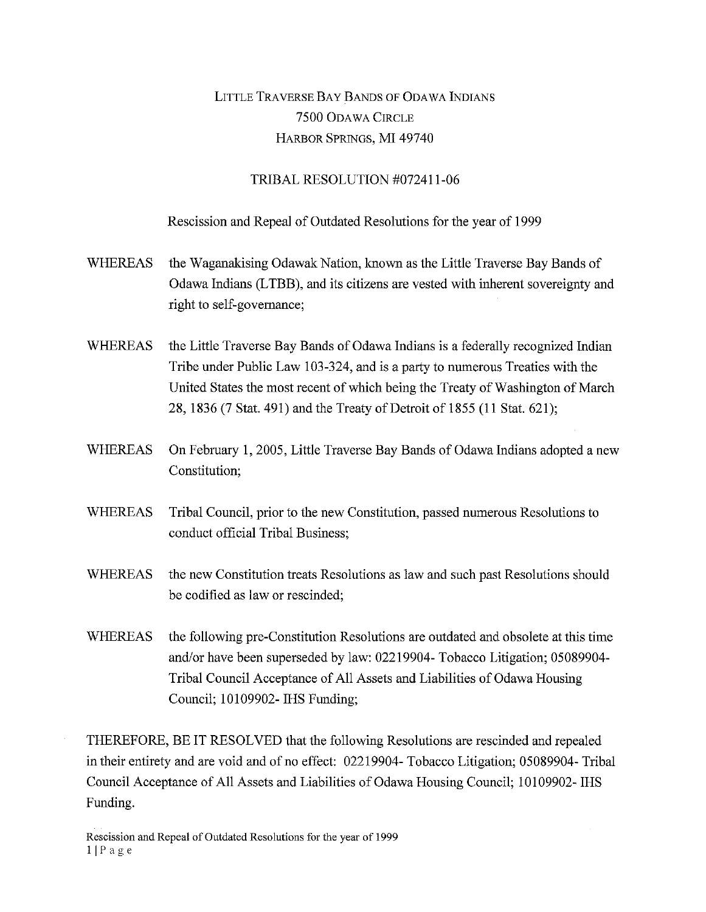LITTLE TRAVERSE BAY BANDS OF ODAWA INDIANS
7500 ODAWA CIRCLE
HARBOR SPRINGS, MI 49740

## TRIBAL RESOLUTION #072411-06

Rescission and Repeal of Outdated Resolutions for the year of 1999

WHEREAS the Waganakising Odawak Nation, known as the Little Traverse Bay Bands of Odawa Indians (LTBB), and its citizens are vested with inherent sovereignty and right to self-governance;

WHEREAS the Little Traverse Bay Bands of Odawa Indians is a federally recognized Indian Tribe under Public Law 103-324, and is a party to numerous Treaties with the United States the most recent of which being the Treaty of Washington of March 28, 1836 (7 Stat. 491) and the Treaty of Detroit of 1855 (11 Stat. 621);

WHEREAS On February 1, 2005, Little Traverse Bay Bands of Odawa Indians adopted a new Constitution;

WHEREAS Tribal Council, prior to the new Constitution, passed numerous Resolutions to conduct official Tribal Business;

WHEREAS the new Constitution treats Resolutions as law and such past Resolutions should be codified as law or rescinded;

WHEREAS the following pre-Constitution Resolutions are outdated and obsolete at this time and/or have been superseded by law: 02219904- Tobacco Litigation; 05089904- Tribal Council Acceptance of All Assets and Liabilities of Odawa Housing Council; 10109902- IHS Funding;

THEREFORE, BE IT RESOLVED that the following Resolutions are rescinded and repealed in their entirety and are void and of no effect: 02219904- Tobacco Litigation; 05089904- Tribal Council Acceptance of All Assets and Liabilities of Odawa Housing Council; 10109902- IHS Funding.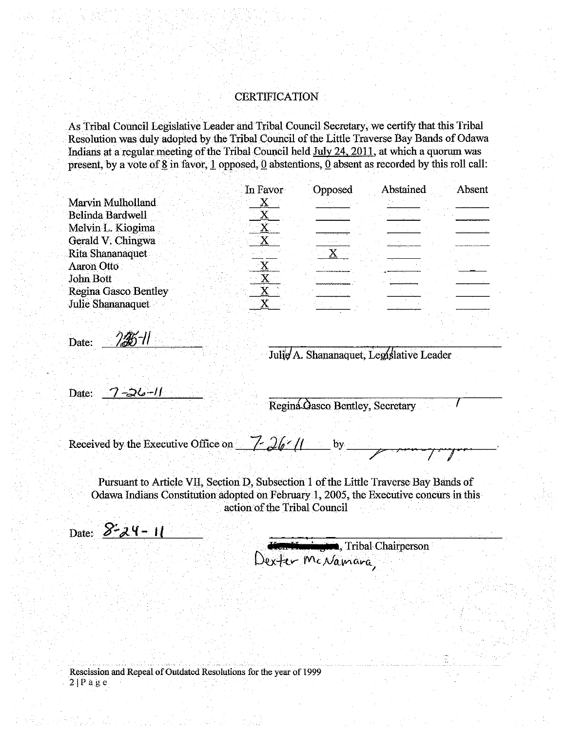## CERTIFICATION

As Tribal Council Legislative Leader and Tribal Council Secretary, we certify that this Tribal Resolution was duly adopted by the Tribal Council of the Little Traverse Bay Bands of Odawa Indians at a regular meeting of the Tribal Council held July 24, 2011, at which a quorum was present, by a vote of 8 in favor, 1 opposed, 0 abstentions, 0 absent as recorded by this roll call:

| | In Favor | Opposed | Abstained | Absent |
|---|---|---|---|---|
| Marvin Mulholland | X | | | |
| Belinda Bardwell | X | | | |
| Melvin L. Kiogima | X | | | |
| Gerald V. Chingwa | X | | | |
| Rita Shananaquet | | X | | |
| Aaron Otto | X | | | |
| John Bott | X | | | |
| Regina Gasco Bentley | X | | | |
| Julie Shananaquet | X | | | |

Date: 7-25-11

Julie A. Shananaquet, Legislative Leader

Date: 7-26-11

Regina Gasco Bentley, Secretary

Received by the Executive Office on 7-26-11 by ____________

Pursuant to Article VII, Section D, Subsection 1 of the Little Traverse Bay Bands of Odawa Indians Constitution adopted on February 1, 2005, the Executive concurs in this action of the Tribal Council

Date: 8-24-11

~~Ken Harrington~~, Tribal Chairperson
Dexter McNamara,

Rescission and Repeal of Outdated Resolutions for the year of 1999